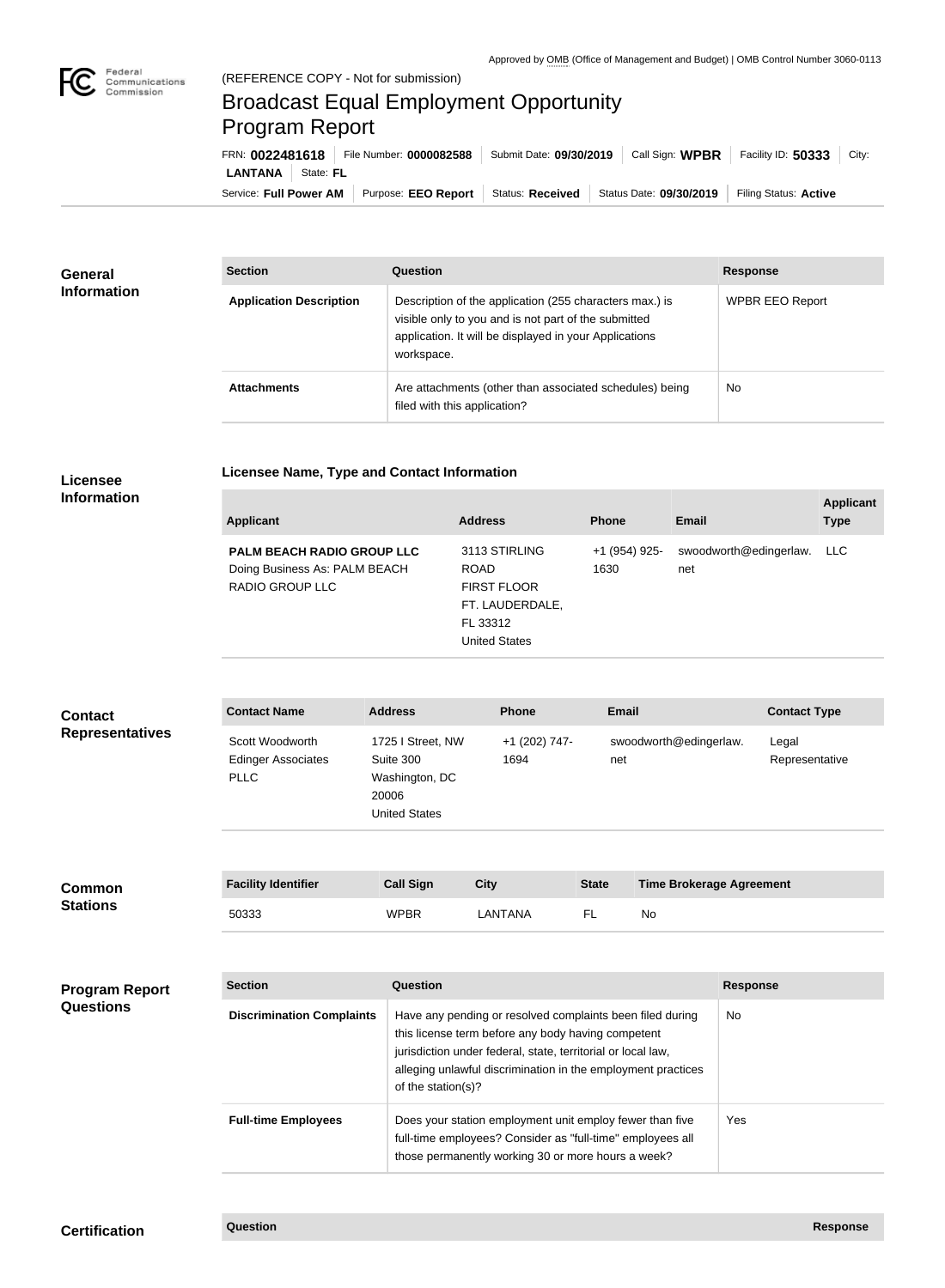Approved by OMB (Office of Management and Budget) | OMB Control Number 3060-0113

(REFERENCE COPY - Not for submission)

# Broadcast Equal Employment Opportunity Program Report

FRN: **0022481618** | File Number: **0000082588** | Submit Date: **09/30/2019** | Call Sign: **WPBR** | Facility ID: **50333** | City: **LANTANA** | State: **FL**

Service: **Full Power AM** | Purpose: **EEO Report** | Status: **Received** | Status Date: **09/30/2019** | Filing Status: **Active**

## General Information

| Section | Question | Response |
| --- | --- | --- |
| **Application Description** | Description of the application (255 characters max.) is visible only to you and is not part of the submitted application. It will be displayed in your Applications workspace. | WPBR EEO Report |
| **Attachments** | Are attachments (other than associated schedules) being filed with this application? | No |

## Licensee Information

### Licensee Name, Type and Contact Information

| Applicant | Address | Phone | Email | Applicant Type |
| --- | --- | --- | --- | --- |
| **PALM BEACH RADIO GROUP LLC** Doing Business As: PALM BEACH RADIO GROUP LLC | 3113 STIRLING ROAD FIRST FLOOR FT. LAUDERDALE, FL 33312 United States | +1 (954) 925-1630 | swoodworth@edingerlaw.net | LLC |

## Contact Representatives

| Contact Name | Address | Phone | Email | Contact Type |
| --- | --- | --- | --- | --- |
| Scott Woodworth Edinger Associates PLLC | 1725 I Street, NW Suite 300 Washington, DC 20006 United States | +1 (202) 747-1694 | swoodworth@edingerlaw.net | Legal Representative |

## Common Stations

| Facility Identifier | Call Sign | City | State | Time Brokerage Agreement |
| --- | --- | --- | --- | --- |
| 50333 | WPBR | LANTANA | FL | No |

## Program Report Questions

| Section | Question | Response |
| --- | --- | --- |
| **Discrimination Complaints** | Have any pending or resolved complaints been filed during this license term before any body having competent jurisdiction under federal, state, territorial or local law, alleging unlawful discrimination in the employment practices of the station(s)? | No |
| **Full-time Employees** | Does your station employment unit employ fewer than five full-time employees? Consider as "full-time" employees all those permanently working 30 or more hours a week? | Yes |

## Certification

| Question | Response |
| --- | --- |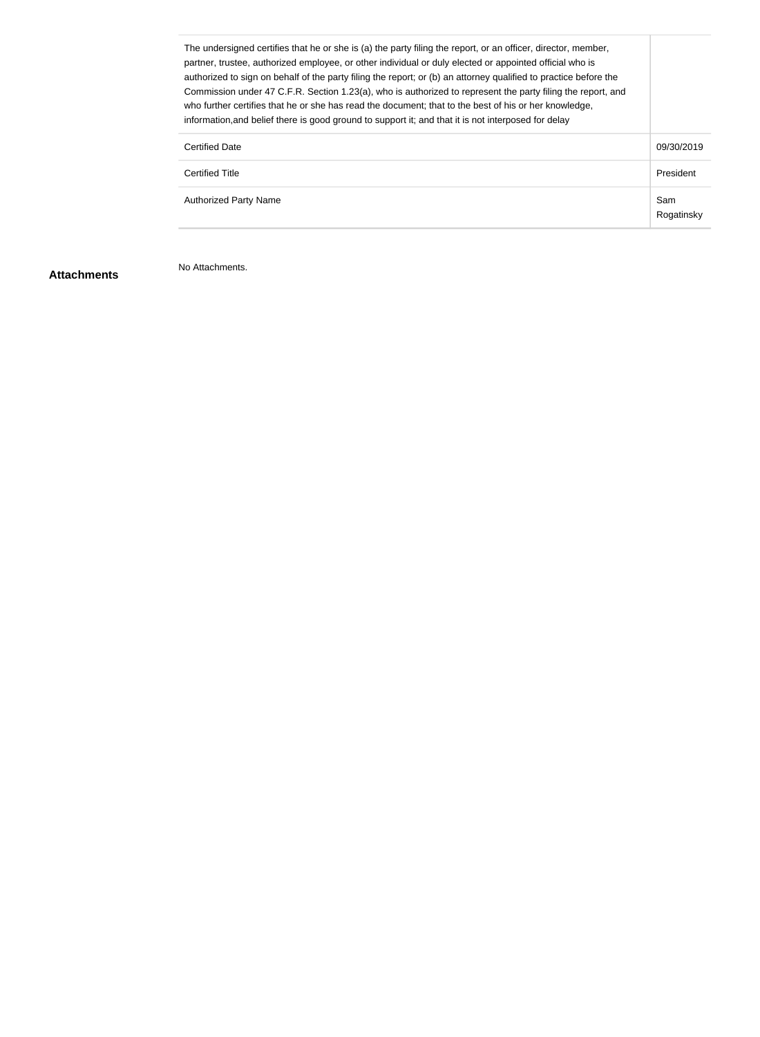| | |
|---|---|
| The undersigned certifies that he or she is (a) the party filing the report, or an officer, director, member, partner, trustee, authorized employee, or other individual or duly elected or appointed official who is authorized to sign on behalf of the party filing the report; or (b) an attorney qualified to practice before the Commission under 47 C.F.R. Section 1.23(a), who is authorized to represent the party filing the report, and who further certifies that he or she has read the document; that to the best of his or her knowledge, information,and belief there is good ground to support it; and that it is not interposed for delay | |
| Certified Date | 09/30/2019 |
| Certified Title | President |
| Authorized Party Name | Sam Rogatinsky |

**Attachments**

No Attachments.